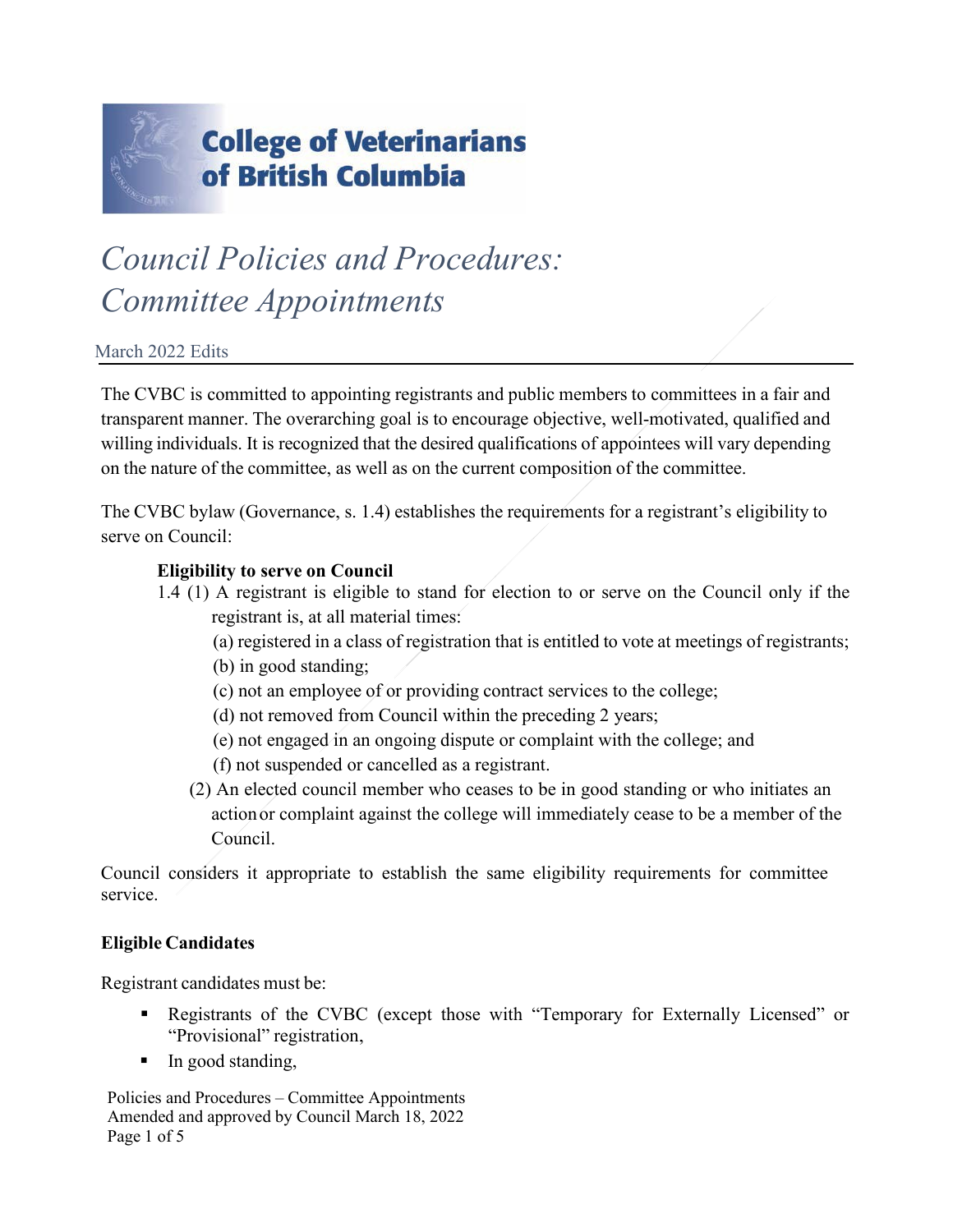**College of Veterinarians of British Columbia**

# *Council Policies and Procedures: Committee Appointments*

March 2022 Edits

The CVBC is committed to appointing registrants and public members to committees in a fair and transparent manner. The overarching goal is to encourage objective, well-motivated, qualified and willing individuals. It is recognized that the desired qualifications of appointees will vary depending on the nature of the committee, as well as on the current composition of the committee.

The CVBC bylaw (Governance, s. 1.4) establishes the requirements for a registrant's eligibility to serve on Council:

> **Eligibility to serve on Council**
>
> 1.4 (1) A registrant is eligible to stand for election to or serve on the Council only if the registrant is, at all material times:
>
> (a) registered in a class of registration that is entitled to vote at meetings of registrants;
>
> (b) in good standing;
>
> (c) not an employee of or providing contract services to the college;
>
> (d) not removed from Council within the preceding 2 years;
>
> (e) not engaged in an ongoing dispute or complaint with the college; and
>
> (f) not suspended or cancelled as a registrant.
>
> (2) An elected council member who ceases to be in good standing or who initiates an action or complaint against the college will immediately cease to be a member of the Council.

Council considers it appropriate to establish the same eligibility requirements for committee service.

**Eligible Candidates**

Registrant candidates must be:

- Registrants of the CVBC (except those with "Temporary for Externally Licensed" or "Provisional" registration,
- In good standing,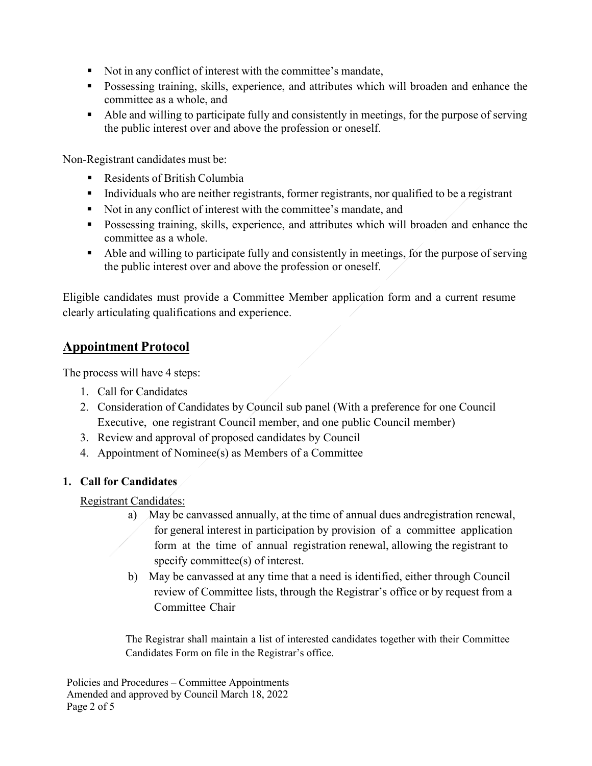- Not in any conflict of interest with the committee's mandate,
- Possessing training, skills, experience, and attributes which will broaden and enhance the committee as a whole, and
- Able and willing to participate fully and consistently in meetings, for the purpose of serving the public interest over and above the profession or oneself.

Non-Registrant candidates must be:

- Residents of British Columbia
- Individuals who are neither registrants, former registrants, nor qualified to be a registrant
- Not in any conflict of interest with the committee's mandate, and
- Possessing training, skills, experience, and attributes which will broaden and enhance the committee as a whole.
- Able and willing to participate fully and consistently in meetings, for the purpose of serving the public interest over and above the profession or oneself.

Eligible candidates must provide a Committee Member application form and a current resume clearly articulating qualifications and experience.

## Appointment Protocol

The process will have 4 steps:

1. Call for Candidates
2. Consideration of Candidates by Council sub panel (With a preference for one Council Executive, one registrant Council member, and one public Council member)
3. Review and approval of proposed candidates by Council
4. Appointment of Nominee(s) as Members of a Committee

### 1. Call for Candidates

Registrant Candidates:

a) May be canvassed annually, at the time of annual dues andregistration renewal, for general interest in participation by provision of a committee application form at the time of annual registration renewal, allowing the registrant to specify committee(s) of interest.

b) May be canvassed at any time that a need is identified, either through Council review of Committee lists, through the Registrar's office or by request from a Committee Chair

The Registrar shall maintain a list of interested candidates together with their Committee Candidates Form on file in the Registrar's office.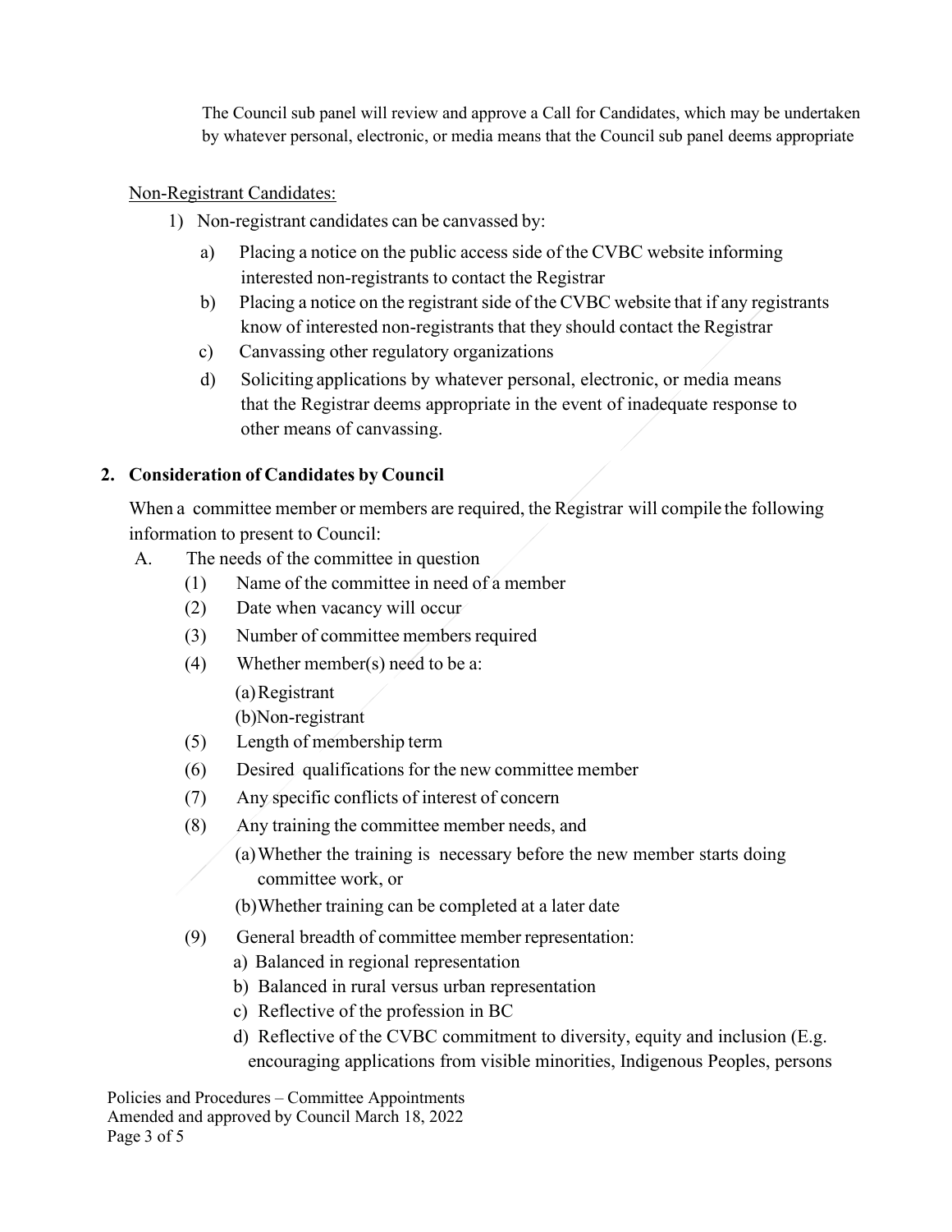The Council sub panel will review and approve a Call for Candidates, which may be undertaken by whatever personal, electronic, or media means that the Council sub panel deems appropriate

Non-Registrant Candidates:

1) Non-registrant candidates can be canvassed by:
   a) Placing a notice on the public access side of the CVBC website informing interested non-registrants to contact the Registrar
   b) Placing a notice on the registrant side of the CVBC website that if any registrants know of interested non-registrants that they should contact the Registrar
   c) Canvassing other regulatory organizations
   d) Soliciting applications by whatever personal, electronic, or media means that the Registrar deems appropriate in the event of inadequate response to other means of canvassing.

**2. Consideration of Candidates by Council**

When a committee member or members are required, the Registrar will compile the following information to present to Council:

A. The needs of the committee in question
   (1) Name of the committee in need of a member
   (2) Date when vacancy will occur
   (3) Number of committee members required
   (4) Whether member(s) need to be a:
      (a) Registrant
      (b) Non-registrant
   (5) Length of membership term
   (6) Desired qualifications for the new committee member
   (7) Any specific conflicts of interest of concern
   (8) Any training the committee member needs, and
      (a) Whether the training is necessary before the new member starts doing committee work, or
      (b) Whether training can be completed at a later date
   (9) General breadth of committee member representation:
      a) Balanced in regional representation
      b) Balanced in rural versus urban representation
      c) Reflective of the profession in BC
      d) Reflective of the CVBC commitment to diversity, equity and inclusion (E.g. encouraging applications from visible minorities, Indigenous Peoples, persons

Policies and Procedures – Committee Appointments
Amended and approved by Council March 18, 2022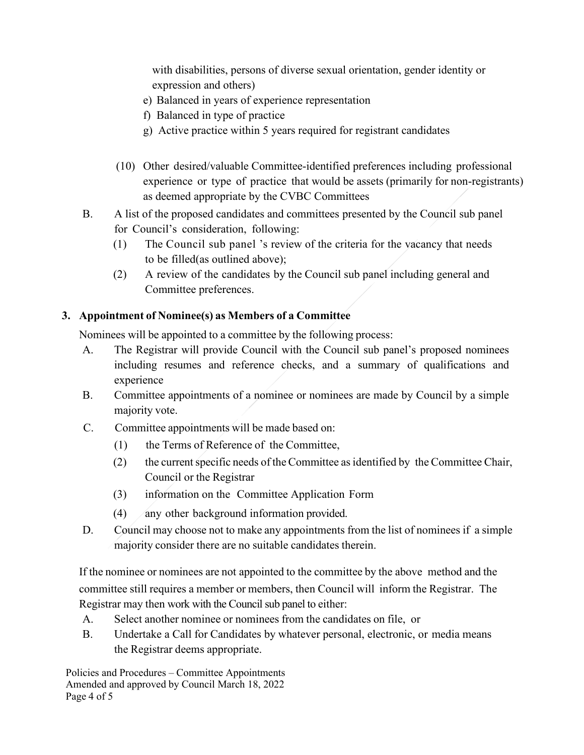with disabilities, persons of diverse sexual orientation, gender identity or expression and others)

e) Balanced in years of experience representation

f) Balanced in type of practice

g) Active practice within 5 years required for registrant candidates

(10) Other desired/valuable Committee-identified preferences including professional experience or type of practice that would be assets (primarily for non-registrants) as deemed appropriate by the CVBC Committees

B. A list of the proposed candidates and committees presented by the Council sub panel for Council's consideration, following:

(1) The Council sub panel 's review of the criteria for the vacancy that needs to be filled(as outlined above);

(2) A review of the candidates by the Council sub panel including general and Committee preferences.

## 3. Appointment of Nominee(s) as Members of a Committee

Nominees will be appointed to a committee by the following process:

A. The Registrar will provide Council with the Council sub panel's proposed nominees including resumes and reference checks, and a summary of qualifications and experience

B. Committee appointments of a nominee or nominees are made by Council by a simple majority vote.

C. Committee appointments will be made based on:

(1) the Terms of Reference of the Committee,

(2) the current specific needs of the Committee as identified by the Committee Chair, Council or the Registrar

(3) information on the Committee Application Form

(4) any other background information provided.

D. Council may choose not to make any appointments from the list of nominees if a simple majority consider there are no suitable candidates therein.

If the nominee or nominees are not appointed to the committee by the above method and the committee still requires a member or members, then Council will inform the Registrar. The Registrar may then work with the Council sub panel to either:

A. Select another nominee or nominees from the candidates on file, or

B. Undertake a Call for Candidates by whatever personal, electronic, or media means the Registrar deems appropriate.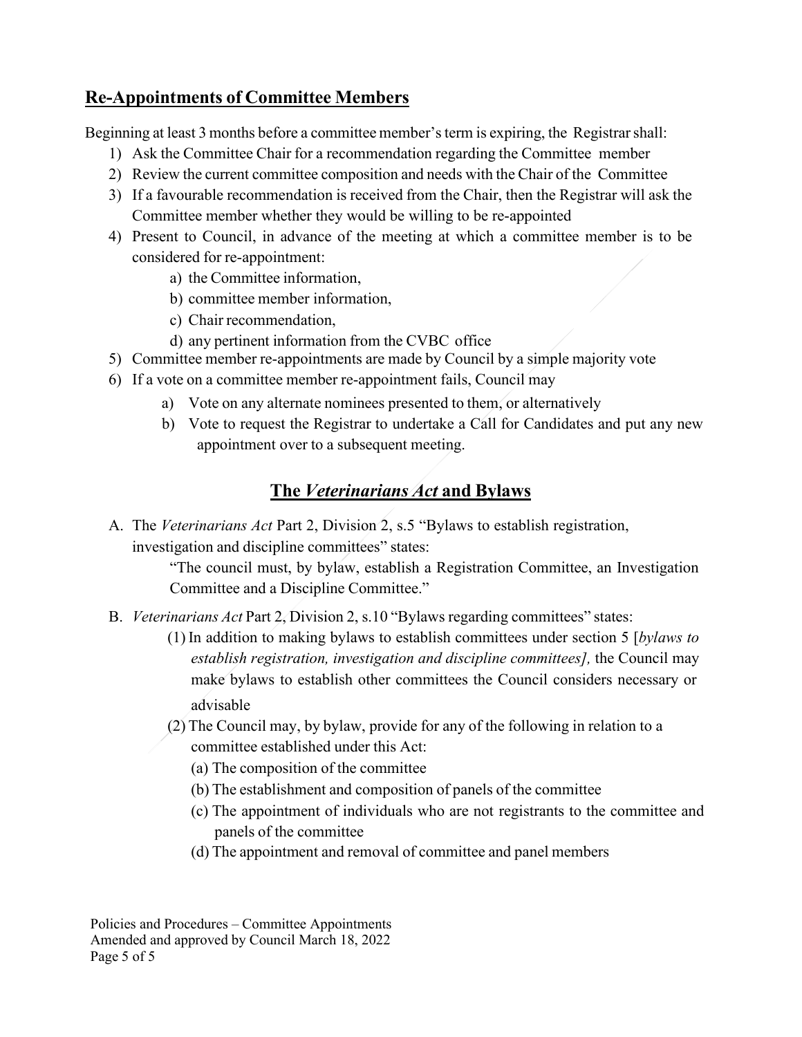## Re-Appointments of Committee Members

Beginning at least 3 months before a committee member's term is expiring, the Registrar shall:

1) Ask the Committee Chair for a recommendation regarding the Committee member
2) Review the current committee composition and needs with the Chair of the Committee
3) If a favourable recommendation is received from the Chair, then the Registrar will ask the Committee member whether they would be willing to be re-appointed
4) Present to Council, in advance of the meeting at which a committee member is to be considered for re-appointment:
    a) the Committee information,
    b) committee member information,
    c) Chair recommendation,
    d) any pertinent information from the CVBC office
5) Committee member re-appointments are made by Council by a simple majority vote
6) If a vote on a committee member re-appointment fails, Council may
    a) Vote on any alternate nominees presented to them, or alternatively
    b) Vote to request the Registrar to undertake a Call for Candidates and put any new appointment over to a subsequent meeting.

## The *Veterinarians Act* and Bylaws

A. The *Veterinarians Act* Part 2, Division 2, s.5 "Bylaws to establish registration, investigation and discipline committees" states:

   "The council must, by bylaw, establish a Registration Committee, an Investigation Committee and a Discipline Committee."

B. *Veterinarians Act* Part 2, Division 2, s.10 "Bylaws regarding committees" states:

   (1) In addition to making bylaws to establish committees under section 5 [*bylaws to establish registration, investigation and discipline committees],* the Council may make bylaws to establish other committees the Council considers necessary or advisable

   (2) The Council may, by bylaw, provide for any of the following in relation to a committee established under this Act:

   (a) The composition of the committee

   (b) The establishment and composition of panels of the committee

   (c) The appointment of individuals who are not registrants to the committee and panels of the committee

   (d) The appointment and removal of committee and panel members

Policies and Procedures – Committee Appointments
Amended and approved by Council March 18, 2022